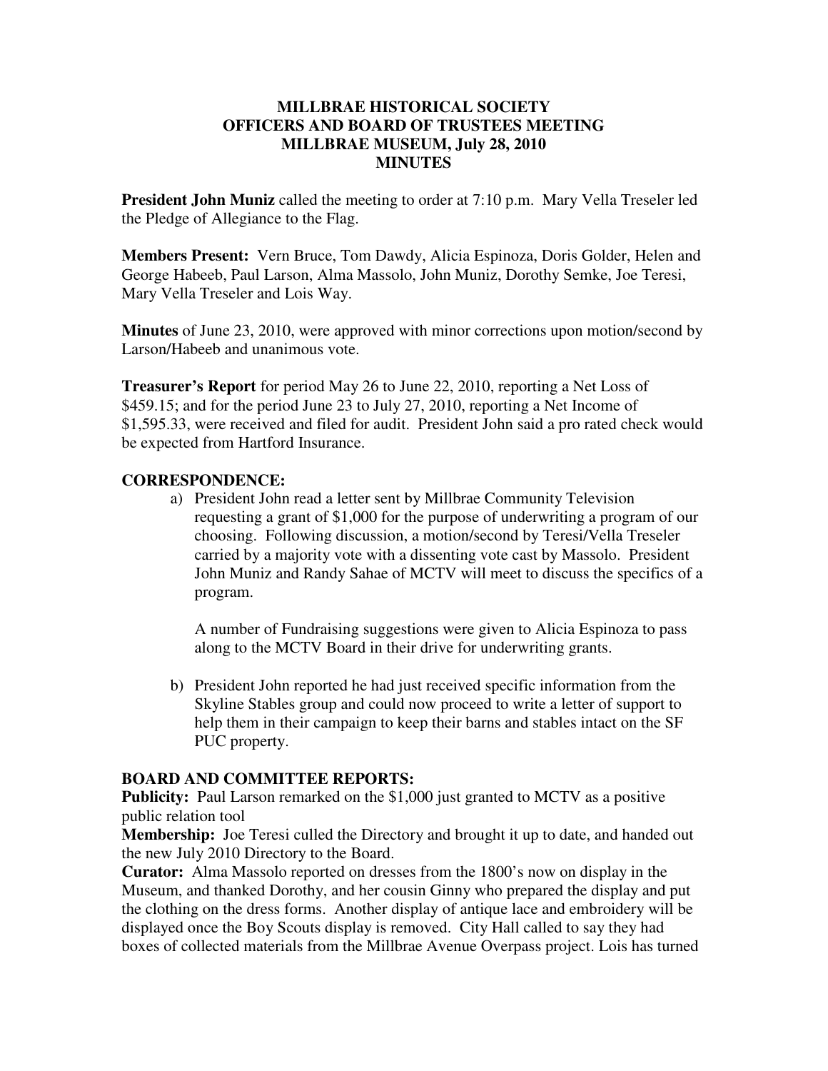**MILLBRAE HISTORICAL SOCIETY**
**OFFICERS AND BOARD OF TRUSTEES MEETING**
**MILLBRAE MUSEUM, July 28, 2010**
**MINUTES**

**President John Muniz** called the meeting to order at 7:10 p.m. Mary Vella Treseler led the Pledge of Allegiance to the Flag.

**Members Present:** Vern Bruce, Tom Dawdy, Alicia Espinoza, Doris Golder, Helen and George Habeeb, Paul Larson, Alma Massolo, John Muniz, Dorothy Semke, Joe Teresi, Mary Vella Treseler and Lois Way.

**Minutes** of June 23, 2010, were approved with minor corrections upon motion/second by Larson/Habeeb and unanimous vote.

**Treasurer's Report** for period May 26 to June 22, 2010, reporting a Net Loss of $459.15; and for the period June 23 to July 27, 2010, reporting a Net Income of $1,595.33, were received and filed for audit. President John said a pro rated check would be expected from Hartford Insurance.

## CORRESPONDENCE:

a) President John read a letter sent by Millbrae Community Television requesting a grant of $1,000 for the purpose of underwriting a program of our choosing. Following discussion, a motion/second by Teresi/Vella Treseler carried by a majority vote with a dissenting vote cast by Massolo. President John Muniz and Randy Sahae of MCTV will meet to discuss the specifics of a program.

   A number of Fundraising suggestions were given to Alicia Espinoza to pass along to the MCTV Board in their drive for underwriting grants.

b) President John reported he had just received specific information from the Skyline Stables group and could now proceed to write a letter of support to help them in their campaign to keep their barns and stables intact on the SF PUC property.

## BOARD AND COMMITTEE REPORTS:

**Publicity:** Paul Larson remarked on the $1,000 just granted to MCTV as a positive public relation tool

**Membership:** Joe Teresi culled the Directory and brought it up to date, and handed out the new July 2010 Directory to the Board.

**Curator:** Alma Massolo reported on dresses from the 1800's now on display in the Museum, and thanked Dorothy, and her cousin Ginny who prepared the display and put the clothing on the dress forms. Another display of antique lace and embroidery will be displayed once the Boy Scouts display is removed. City Hall called to say they had boxes of collected materials from the Millbrae Avenue Overpass project. Lois has turned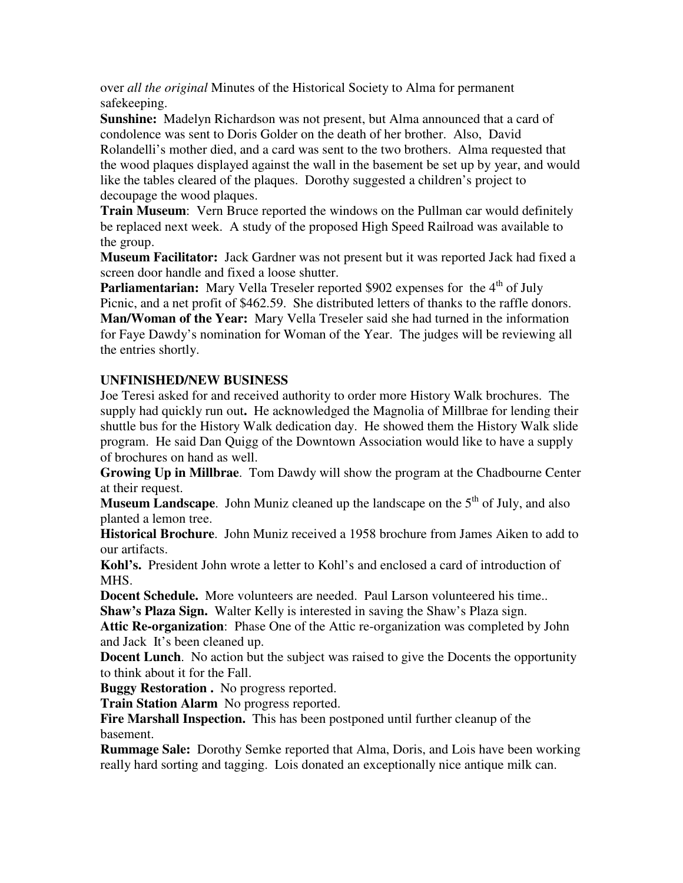over *all the original* Minutes of the Historical Society to Alma for permanent safekeeping.

**Sunshine:** Madelyn Richardson was not present, but Alma announced that a card of condolence was sent to Doris Golder on the death of her brother. Also, David Rolandelli's mother died, and a card was sent to the two brothers. Alma requested that the wood plaques displayed against the wall in the basement be set up by year, and would like the tables cleared of the plaques. Dorothy suggested a children's project to decoupage the wood plaques.

**Train Museum**: Vern Bruce reported the windows on the Pullman car would definitely be replaced next week. A study of the proposed High Speed Railroad was available to the group.

**Museum Facilitator:** Jack Gardner was not present but it was reported Jack had fixed a screen door handle and fixed a loose shutter.

**Parliamentarian:** Mary Vella Treseler reported $902 expenses for the 4th of July Picnic, and a net profit of $462.59. She distributed letters of thanks to the raffle donors.

**Man/Woman of the Year:** Mary Vella Treseler said she had turned in the information for Faye Dawdy's nomination for Woman of the Year. The judges will be reviewing all the entries shortly.

## UNFINISHED/NEW BUSINESS

Joe Teresi asked for and received authority to order more History Walk brochures. The supply had quickly run out**.** He acknowledged the Magnolia of Millbrae for lending their shuttle bus for the History Walk dedication day. He showed them the History Walk slide program. He said Dan Quigg of the Downtown Association would like to have a supply of brochures on hand as well.

**Growing Up in Millbrae**. Tom Dawdy will show the program at the Chadbourne Center at their request.

**Museum Landscape**. John Muniz cleaned up the landscape on the 5th of July, and also planted a lemon tree.

**Historical Brochure**. John Muniz received a 1958 brochure from James Aiken to add to our artifacts.

**Kohl's.** President John wrote a letter to Kohl's and enclosed a card of introduction of MHS.

**Docent Schedule.** More volunteers are needed. Paul Larson volunteered his time..

**Shaw's Plaza Sign.** Walter Kelly is interested in saving the Shaw's Plaza sign.

**Attic Re-organization**: Phase One of the Attic re-organization was completed by John and Jack It's been cleaned up.

**Docent Lunch**. No action but the subject was raised to give the Docents the opportunity to think about it for the Fall.

**Buggy Restoration .** No progress reported.

**Train Station Alarm** No progress reported.

**Fire Marshall Inspection.** This has been postponed until further cleanup of the basement.

**Rummage Sale:** Dorothy Semke reported that Alma, Doris, and Lois have been working really hard sorting and tagging. Lois donated an exceptionally nice antique milk can.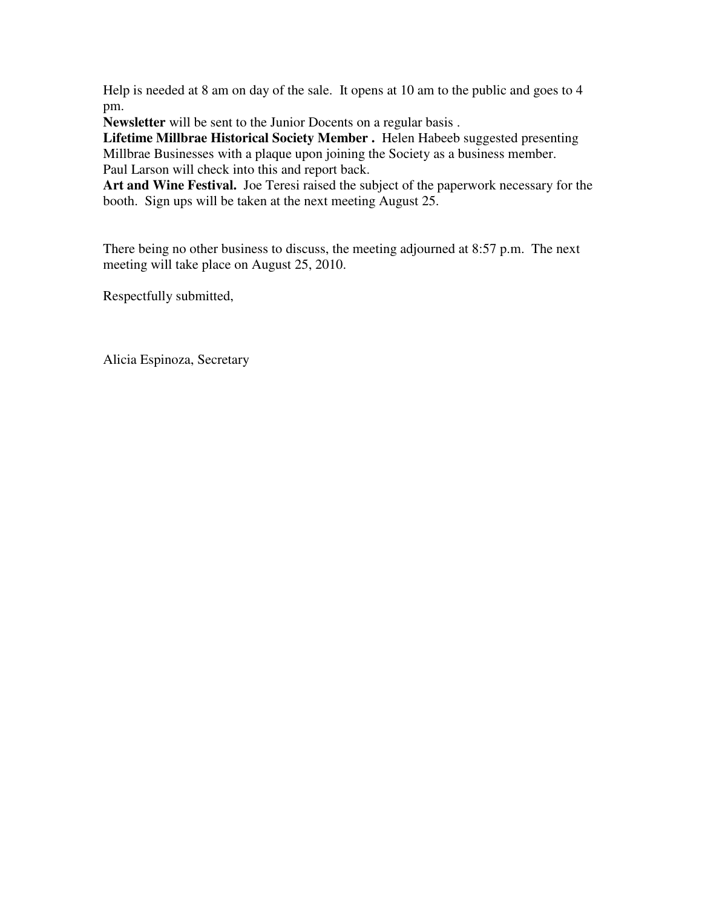Help is needed at 8 am on day of the sale. It opens at 10 am to the public and goes to 4 pm.

**Newsletter** will be sent to the Junior Docents on a regular basis .

**Lifetime Millbrae Historical Society Member .** Helen Habeeb suggested presenting Millbrae Businesses with a plaque upon joining the Society as a business member. Paul Larson will check into this and report back.

**Art and Wine Festival.** Joe Teresi raised the subject of the paperwork necessary for the booth. Sign ups will be taken at the next meeting August 25.

There being no other business to discuss, the meeting adjourned at 8:57 p.m. The next meeting will take place on August 25, 2010.

Respectfully submitted,

Alicia Espinoza, Secretary